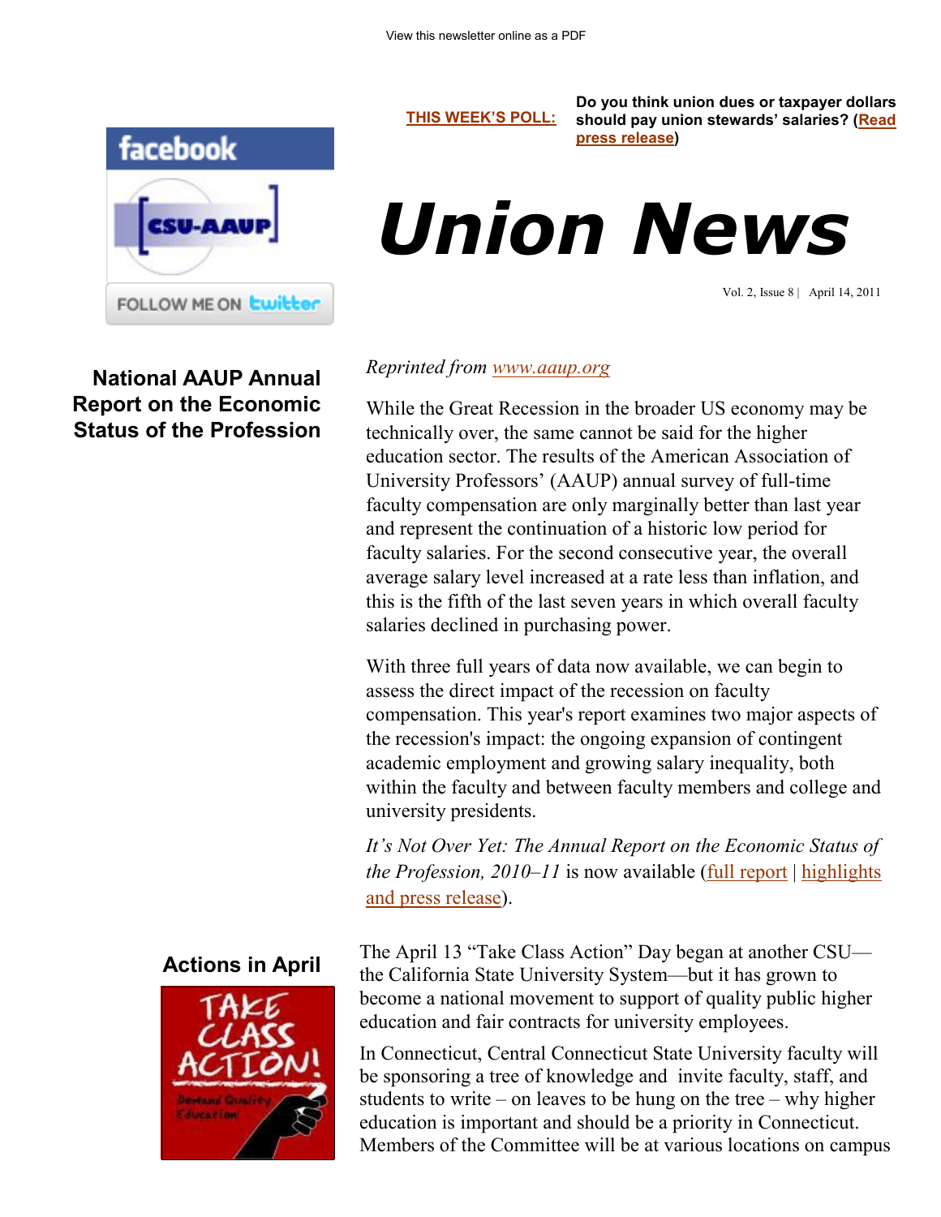View this newsletter online as a PDF

**THIS WEEK'S POLL:** **Do you think union dues or taxpayer dollars should pay union stewards' salaries? (Read press release)**

FOLLOW ME ON twitter

# Union News

Vol. 2, Issue 8 | April 14, 2011

## National AAUP Annual Report on the Economic Status of the Profession

*Reprinted from www.aaup.org*

While the Great Recession in the broader US economy may be technically over, the same cannot be said for the higher education sector. The results of the American Association of University Professors' (AAUP) annual survey of full-time faculty compensation are only marginally better than last year and represent the continuation of a historic low period for faculty salaries. For the second consecutive year, the overall average salary level increased at a rate less than inflation, and this is the fifth of the last seven years in which overall faculty salaries declined in purchasing power.

With three full years of data now available, we can begin to assess the direct impact of the recession on faculty compensation. This year's report examines two major aspects of the recession's impact: the ongoing expansion of contingent academic employment and growing salary inequality, both within the faculty and between faculty members and college and university presidents.

*It's Not Over Yet: The Annual Report on the Economic Status of the Profession, 2010–11* is now available (full report | highlights and press release).

## Actions in April

The April 13 "Take Class Action" Day began at another CSU—the California State University System—but it has grown to become a national movement to support of quality public higher education and fair contracts for university employees.

In Connecticut, Central Connecticut State University faculty will be sponsoring a tree of knowledge and invite faculty, staff, and students to write – on leaves to be hung on the tree – why higher education is important and should be a priority in Connecticut. Members of the Committee will be at various locations on campus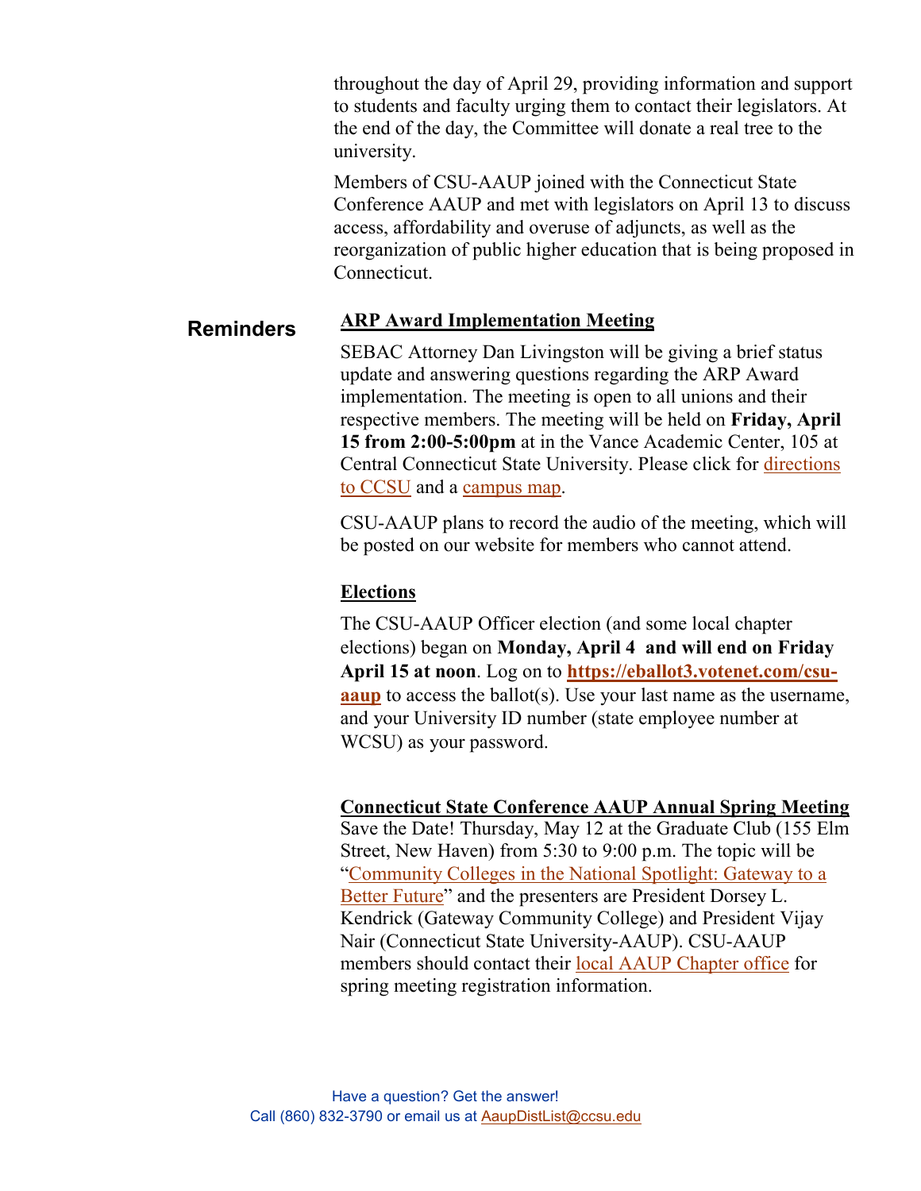throughout the day of April 29, providing information and support to students and faculty urging them to contact their legislators. At the end of the day, the Committee will donate a real tree to the university.

Members of CSU-AAUP joined with the Connecticut State Conference AAUP and met with legislators on April 13 to discuss access, affordability and overuse of adjuncts, as well as the reorganization of public higher education that is being proposed in Connecticut.

## Reminders

### ARP Award Implementation Meeting

SEBAC Attorney Dan Livingston will be giving a brief status update and answering questions regarding the ARP Award implementation. The meeting is open to all unions and their respective members. The meeting will be held on **Friday, April 15 from 2:00-5:00pm** at in the Vance Academic Center, 105 at Central Connecticut State University. Please click for directions to CCSU and a campus map.

CSU-AAUP plans to record the audio of the meeting, which will be posted on our website for members who cannot attend.

### Elections

The CSU-AAUP Officer election (and some local chapter elections) began on **Monday, April 4 and will end on Friday April 15 at noon**. Log on to **https://eballot3.votenet.com/csu-aaup** to access the ballot(s). Use your last name as the username, and your University ID number (state employee number at WCSU) as your password.

### Connecticut State Conference AAUP Annual Spring Meeting

Save the Date! Thursday, May 12 at the Graduate Club (155 Elm Street, New Haven) from 5:30 to 9:00 p.m. The topic will be "Community Colleges in the National Spotlight: Gateway to a Better Future" and the presenters are President Dorsey L. Kendrick (Gateway Community College) and President Vijay Nair (Connecticut State University-AAUP). CSU-AAUP members should contact their local AAUP Chapter office for spring meeting registration information.

Have a question? Get the answer!
Call (860) 832-3790 or email us at AaupDistList@ccsu.edu